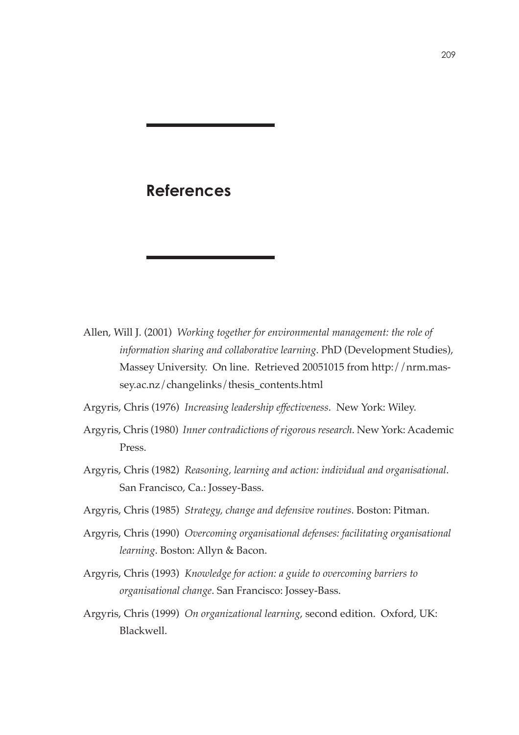# References

Allen, Will J. (2001) *Working together for environmental management: the role of information sharing and collaborative learning*. PhD (Development Studies), Massey University. On line. Retrieved 20051015 from http://nrm.massey.ac.nz/changelinks/thesis_contents.html

Argyris, Chris (1976) *Increasing leadership effectiveness*. New York: Wiley.

Argyris, Chris (1980) *Inner contradictions of rigorous research*. New York: Academic Press.

Argyris, Chris (1982) *Reasoning, learning and action: individual and organisational*. San Francisco, Ca.: Jossey-Bass.

Argyris, Chris (1985) *Strategy, change and defensive routines*. Boston: Pitman.

Argyris, Chris (1990) *Overcoming organisational defenses: facilitating organisational learning*. Boston: Allyn & Bacon.

Argyris, Chris (1993) *Knowledge for action: a guide to overcoming barriers to organisational change*. San Francisco: Jossey-Bass.

Argyris, Chris (1999) *On organizational learning*, second edition. Oxford, UK: Blackwell.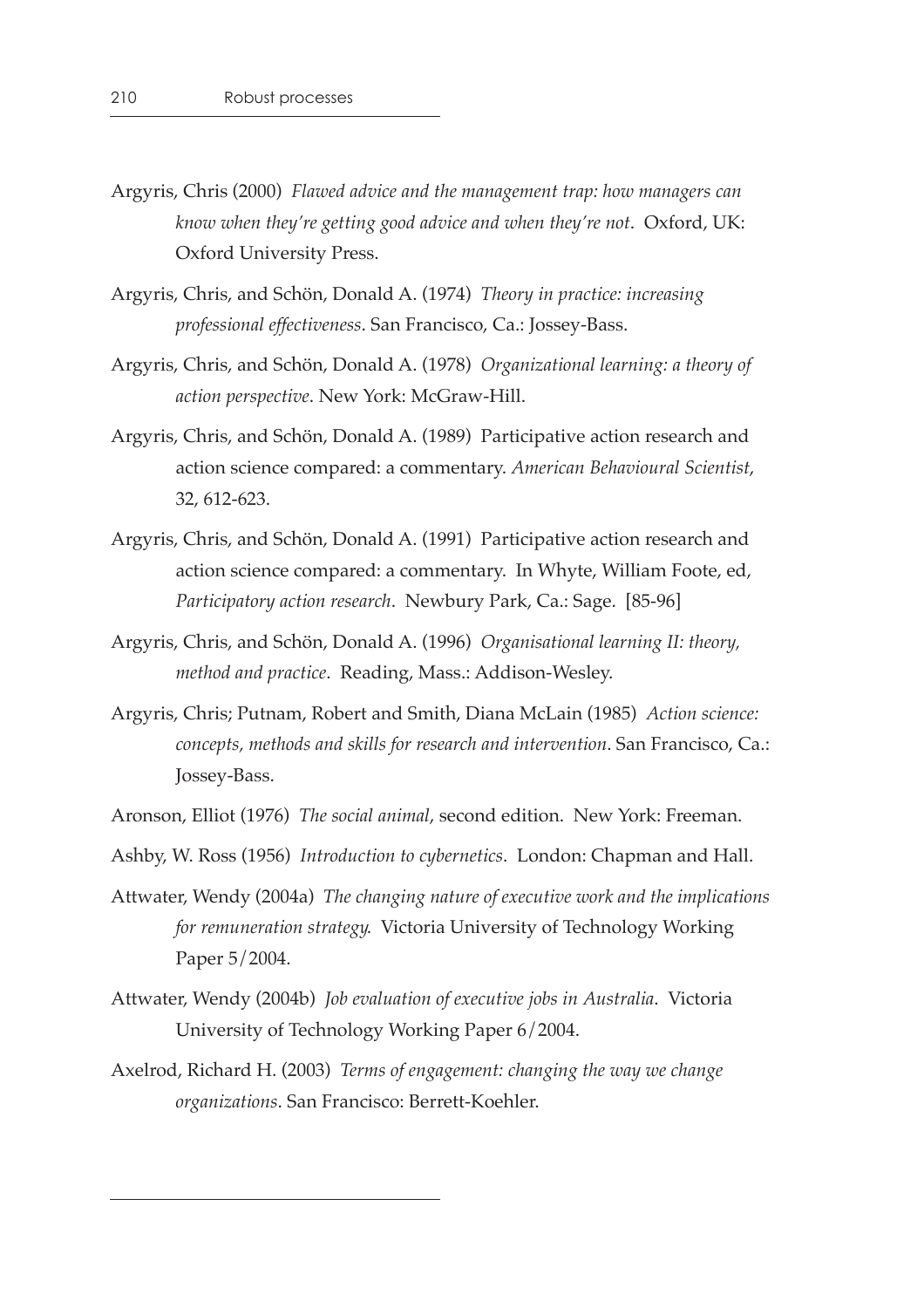Argyris, Chris (2000) *Flawed advice and the management trap: how managers can know when they're getting good advice and when they're not*. Oxford, UK: Oxford University Press.

Argyris, Chris, and Schön, Donald A. (1974) *Theory in practice: increasing professional effectiveness*. San Francisco, Ca.: Jossey-Bass.

Argyris, Chris, and Schön, Donald A. (1978) *Organizational learning: a theory of action perspective*. New York: McGraw-Hill.

Argyris, Chris, and Schön, Donald A. (1989) Participative action research and action science compared: a commentary. *American Behavioural Scientist*, 32, 612-623.

Argyris, Chris, and Schön, Donald A. (1991) Participative action research and action science compared: a commentary. In Whyte, William Foote, ed, *Participatory action research*. Newbury Park, Ca.: Sage. [85-96]

Argyris, Chris, and Schön, Donald A. (1996) *Organisational learning II: theory, method and practice*. Reading, Mass.: Addison-Wesley.

Argyris, Chris; Putnam, Robert and Smith, Diana McLain (1985) *Action science: concepts, methods and skills for research and intervention*. San Francisco, Ca.: Jossey-Bass.

Aronson, Elliot (1976) *The social animal*, second edition. New York: Freeman.

Ashby, W. Ross (1956) *Introduction to cybernetics*. London: Chapman and Hall.

Attwater, Wendy (2004a) *The changing nature of executive work and the implications for remuneration strategy*. Victoria University of Technology Working Paper 5/2004.

Attwater, Wendy (2004b) *Job evaluation of executive jobs in Australia*. Victoria University of Technology Working Paper 6/2004.

Axelrod, Richard H. (2003) *Terms of engagement: changing the way we change organizations*. San Francisco: Berrett-Koehler.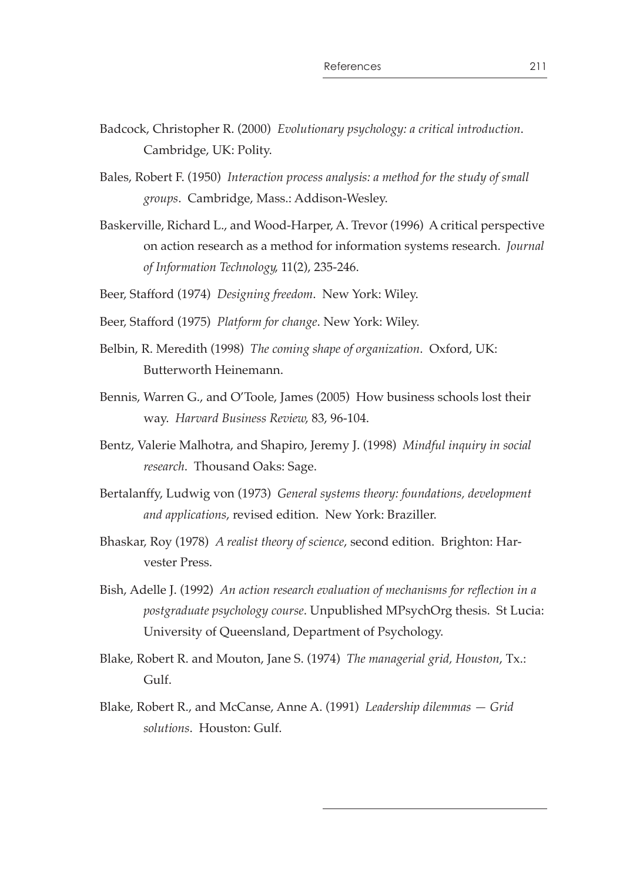Badcock, Christopher R. (2000) *Evolutionary psychology: a critical introduction*. Cambridge, UK: Polity.

Bales, Robert F. (1950) *Interaction process analysis: a method for the study of small groups*. Cambridge, Mass.: Addison-Wesley.

Baskerville, Richard L., and Wood-Harper, A. Trevor (1996) A critical perspective on action research as a method for information systems research. *Journal of Information Technology*, 11(2), 235-246.

Beer, Stafford (1974) *Designing freedom*. New York: Wiley.

Beer, Stafford (1975) *Platform for change*. New York: Wiley.

Belbin, R. Meredith (1998) *The coming shape of organization*. Oxford, UK: Butterworth Heinemann.

Bennis, Warren G., and O'Toole, James (2005) How business schools lost their way. *Harvard Business Review*, 83, 96-104.

Bentz, Valerie Malhotra, and Shapiro, Jeremy J. (1998) *Mindful inquiry in social research*. Thousand Oaks: Sage.

Bertalanffy, Ludwig von (1973) *General systems theory: foundations, development and applications*, revised edition. New York: Braziller.

Bhaskar, Roy (1978) *A realist theory of science*, second edition. Brighton: Harvester Press.

Bish, Adelle J. (1992) *An action research evaluation of mechanisms for reflection in a postgraduate psychology course*. Unpublished MPsychOrg thesis. St Lucia: University of Queensland, Department of Psychology.

Blake, Robert R. and Mouton, Jane S. (1974) *The managerial grid, Houston*, Tx.: Gulf.

Blake, Robert R., and McCanse, Anne A. (1991) *Leadership dilemmas — Grid solutions*. Houston: Gulf.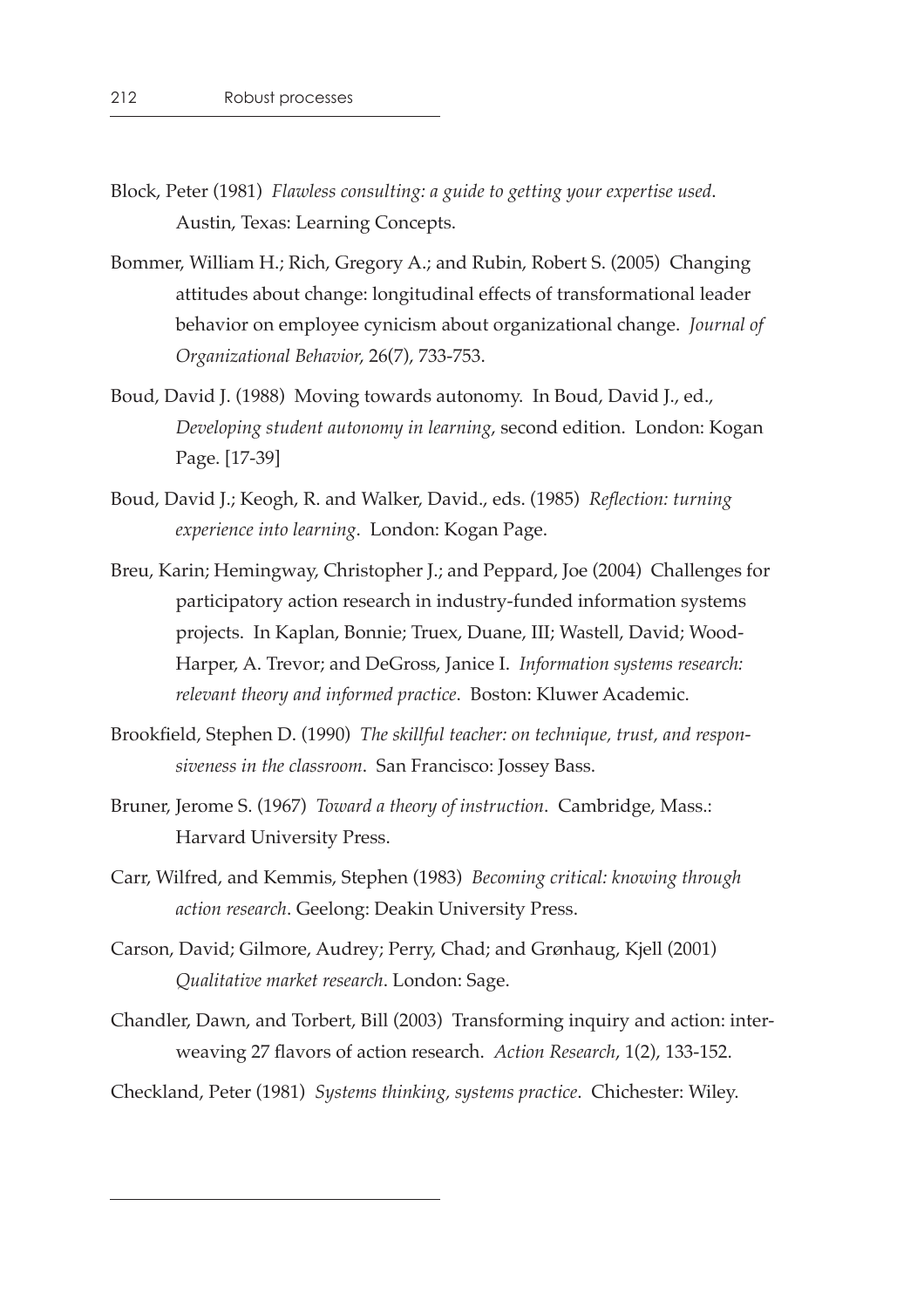Block, Peter (1981) *Flawless consulting: a guide to getting your expertise used*. Austin, Texas: Learning Concepts.

Bommer, William H.; Rich, Gregory A.; and Rubin, Robert S. (2005) Changing attitudes about change: longitudinal effects of transformational leader behavior on employee cynicism about organizational change. *Journal of Organizational Behavior*, 26(7), 733-753.

Boud, David J. (1988) Moving towards autonomy. In Boud, David J., ed., *Developing student autonomy in learning*, second edition. London: Kogan Page. [17-39]

Boud, David J.; Keogh, R. and Walker, David., eds. (1985) *Reflection: turning experience into learning*. London: Kogan Page.

Breu, Karin; Hemingway, Christopher J.; and Peppard, Joe (2004) Challenges for participatory action research in industry-funded information systems projects. In Kaplan, Bonnie; Truex, Duane, III; Wastell, David; Wood-Harper, A. Trevor; and DeGross, Janice I. *Information systems research: relevant theory and informed practice*. Boston: Kluwer Academic.

Brookfield, Stephen D. (1990) *The skillful teacher: on technique, trust, and responsiveness in the classroom*. San Francisco: Jossey Bass.

Bruner, Jerome S. (1967) *Toward a theory of instruction*. Cambridge, Mass.: Harvard University Press.

Carr, Wilfred, and Kemmis, Stephen (1983) *Becoming critical: knowing through action research*. Geelong: Deakin University Press.

Carson, David; Gilmore, Audrey; Perry, Chad; and Grønhaug, Kjell (2001) *Qualitative market research*. London: Sage.

Chandler, Dawn, and Torbert, Bill (2003) Transforming inquiry and action: interweaving 27 flavors of action research. *Action Research*, 1(2), 133-152.

Checkland, Peter (1981) *Systems thinking, systems practice*. Chichester: Wiley.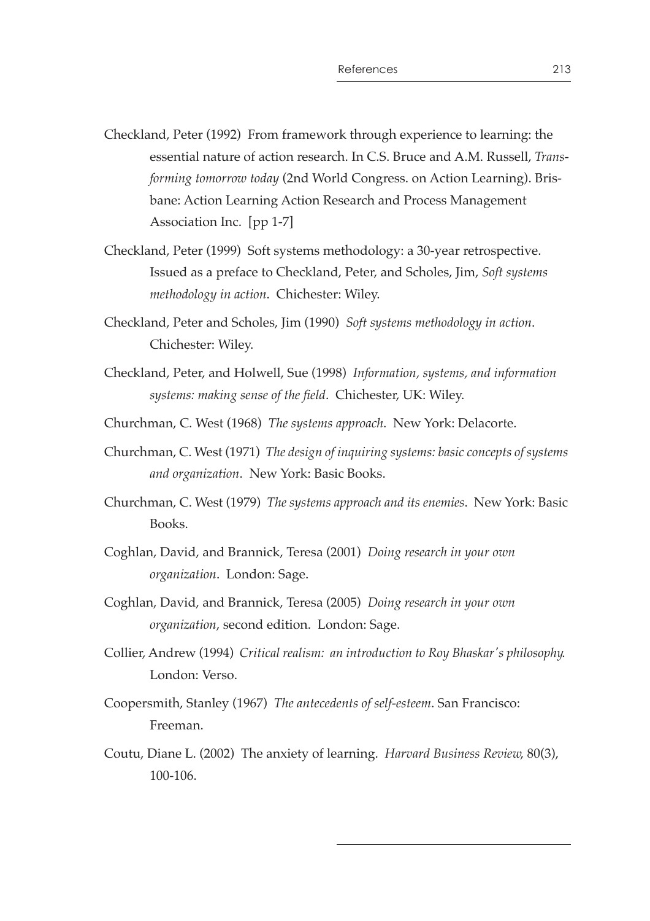Checkland, Peter (1992) From framework through experience to learning: the essential nature of action research. In C.S. Bruce and A.M. Russell, *Transforming tomorrow today* (2nd World Congress. on Action Learning). Brisbane: Action Learning Action Research and Process Management Association Inc. [pp 1-7]

Checkland, Peter (1999) Soft systems methodology: a 30-year retrospective. Issued as a preface to Checkland, Peter, and Scholes, Jim, *Soft systems methodology in action*. Chichester: Wiley.

Checkland, Peter and Scholes, Jim (1990) *Soft systems methodology in action*. Chichester: Wiley.

Checkland, Peter, and Holwell, Sue (1998) *Information, systems, and information systems: making sense of the field*. Chichester, UK: Wiley.

Churchman, C. West (1968) *The systems approach*. New York: Delacorte.

Churchman, C. West (1971) *The design of inquiring systems: basic concepts of systems and organization*. New York: Basic Books.

Churchman, C. West (1979) *The systems approach and its enemies*. New York: Basic Books.

Coghlan, David, and Brannick, Teresa (2001) *Doing research in your own organization*. London: Sage.

Coghlan, David, and Brannick, Teresa (2005) *Doing research in your own organization*, second edition. London: Sage.

Collier, Andrew (1994) *Critical realism: an introduction to Roy Bhaskar's philosophy*. London: Verso.

Coopersmith, Stanley (1967) *The antecedents of self-esteem*. San Francisco: Freeman.

Coutu, Diane L. (2002) The anxiety of learning. *Harvard Business Review*, 80(3), 100-106.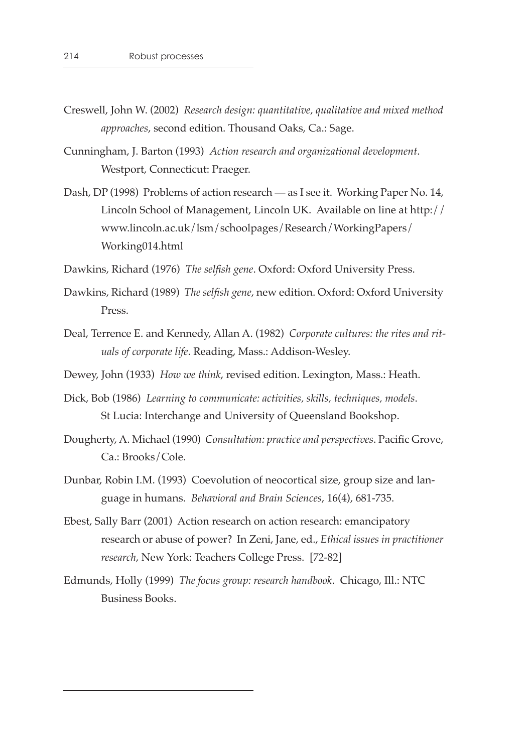Creswell, John W. (2002) *Research design: quantitative, qualitative and mixed method approaches*, second edition. Thousand Oaks, Ca.: Sage.

Cunningham, J. Barton (1993) *Action research and organizational development*. Westport, Connecticut: Praeger.

Dash, DP (1998) Problems of action research — as I see it. Working Paper No. 14, Lincoln School of Management, Lincoln UK. Available on line at http://www.lincoln.ac.uk/lsm/schoolpages/Research/WorkingPapers/Working014.html

Dawkins, Richard (1976) *The selfish gene*. Oxford: Oxford University Press.

Dawkins, Richard (1989) *The selfish gene*, new edition. Oxford: Oxford University Press.

Deal, Terrence E. and Kennedy, Allan A. (1982) *Corporate cultures: the rites and rituals of corporate life*. Reading, Mass.: Addison-Wesley.

Dewey, John (1933) *How we think*, revised edition. Lexington, Mass.: Heath.

Dick, Bob (1986) *Learning to communicate: activities, skills, techniques, models*. St Lucia: Interchange and University of Queensland Bookshop.

Dougherty, A. Michael (1990) *Consultation: practice and perspectives*. Pacific Grove, Ca.: Brooks/Cole.

Dunbar, Robin I.M. (1993) Coevolution of neocortical size, group size and language in humans. *Behavioral and Brain Sciences*, 16(4), 681-735.

Ebest, Sally Barr (2001) Action research on action research: emancipatory research or abuse of power? In Zeni, Jane, ed., *Ethical issues in practitioner research*, New York: Teachers College Press. [72-82]

Edmunds, Holly (1999) *The focus group: research handbook*. Chicago, Ill.: NTC Business Books.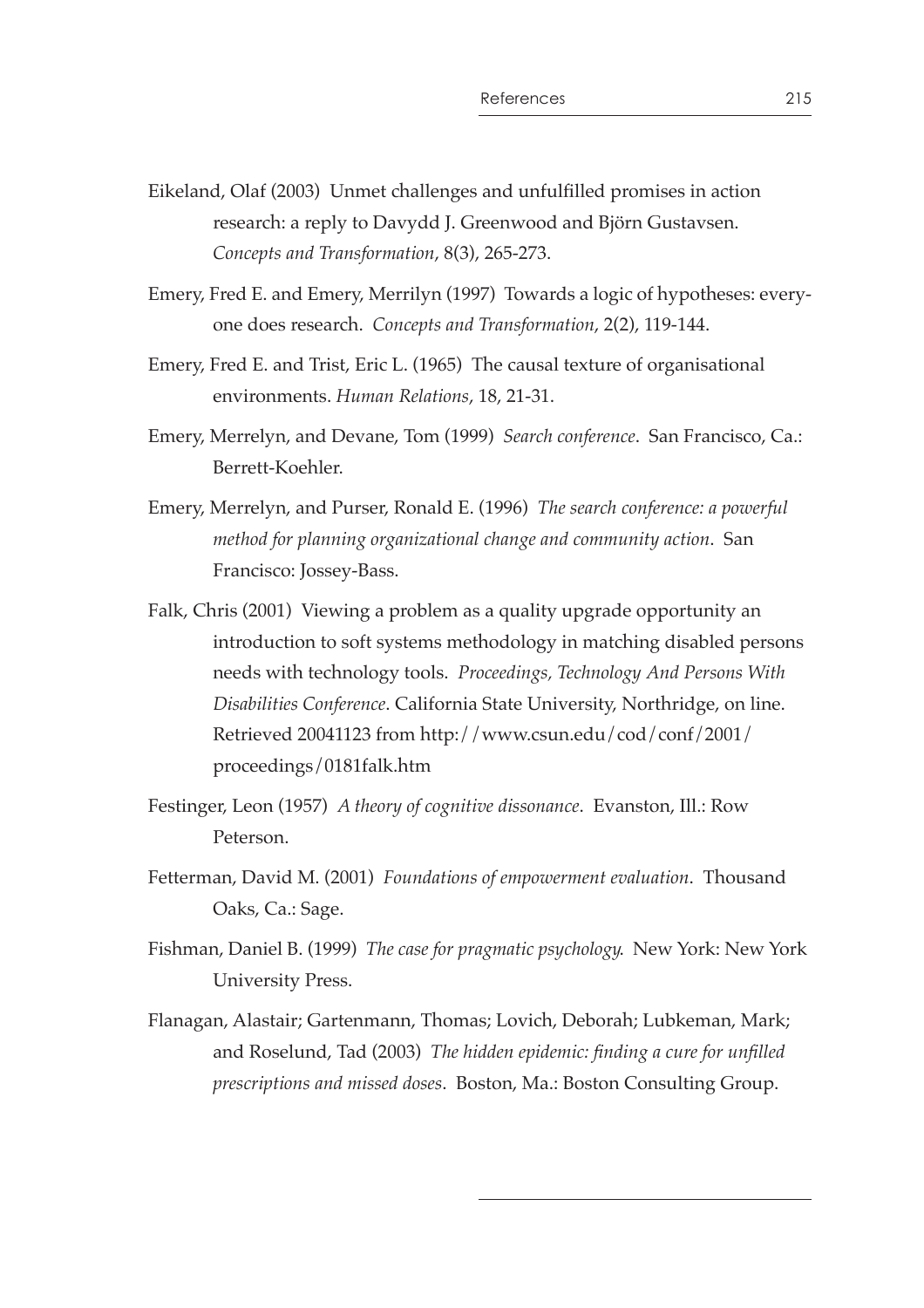Eikeland, Olaf (2003) Unmet challenges and unfulfilled promises in action research: a reply to Davydd J. Greenwood and Björn Gustavsen. *Concepts and Transformation*, 8(3), 265-273.

Emery, Fred E. and Emery, Merrilyn (1997) Towards a logic of hypotheses: everyone does research. *Concepts and Transformation*, 2(2), 119-144.

Emery, Fred E. and Trist, Eric L. (1965) The causal texture of organisational environments. *Human Relations*, 18, 21-31.

Emery, Merrelyn, and Devane, Tom (1999) *Search conference*. San Francisco, Ca.: Berrett-Koehler.

Emery, Merrelyn, and Purser, Ronald E. (1996) *The search conference: a powerful method for planning organizational change and community action*. San Francisco: Jossey-Bass.

Falk, Chris (2001) Viewing a problem as a quality upgrade opportunity an introduction to soft systems methodology in matching disabled persons needs with technology tools. *Proceedings, Technology And Persons With Disabilities Conference*. California State University, Northridge, on line. Retrieved 20041123 from http://www.csun.edu/cod/conf/2001/proceedings/0181falk.htm

Festinger, Leon (1957) *A theory of cognitive dissonance*. Evanston, Ill.: Row Peterson.

Fetterman, David M. (2001) *Foundations of empowerment evaluation*. Thousand Oaks, Ca.: Sage.

Fishman, Daniel B. (1999) *The case for pragmatic psychology*. New York: New York University Press.

Flanagan, Alastair; Gartenmann, Thomas; Lovich, Deborah; Lubkeman, Mark; and Roselund, Tad (2003) *The hidden epidemic: finding a cure for unfilled prescriptions and missed doses*. Boston, Ma.: Boston Consulting Group.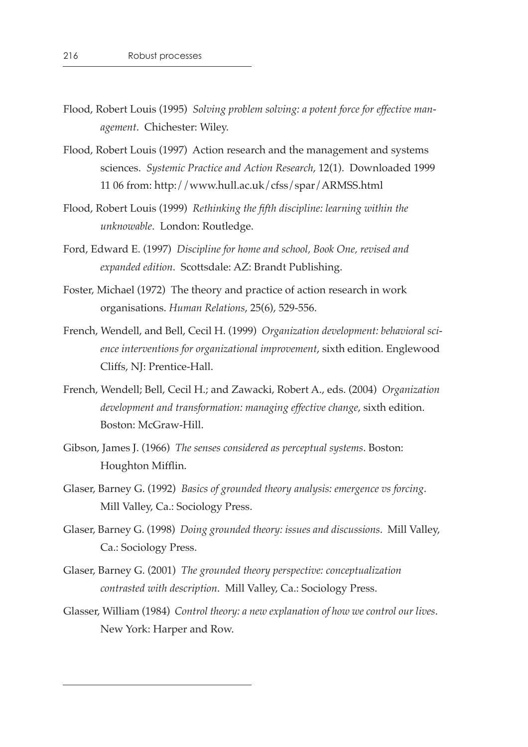Flood, Robert Louis (1995) *Solving problem solving: a potent force for effective management*. Chichester: Wiley.

Flood, Robert Louis (1997) Action research and the management and systems sciences. *Systemic Practice and Action Research*, 12(1). Downloaded 1999 11 06 from: http://www.hull.ac.uk/cfss/spar/ARMSS.html

Flood, Robert Louis (1999) *Rethinking the fifth discipline: learning within the unknowable*. London: Routledge.

Ford, Edward E. (1997) *Discipline for home and school, Book One, revised and expanded edition*. Scottsdale: AZ: Brandt Publishing.

Foster, Michael (1972) The theory and practice of action research in work organisations. *Human Relations*, 25(6), 529-556.

French, Wendell, and Bell, Cecil H. (1999) *Organization development: behavioral science interventions for organizational improvement*, sixth edition. Englewood Cliffs, NJ: Prentice-Hall.

French, Wendell; Bell, Cecil H.; and Zawacki, Robert A., eds. (2004) *Organization development and transformation: managing effective change*, sixth edition. Boston: McGraw-Hill.

Gibson, James J. (1966) *The senses considered as perceptual systems*. Boston: Houghton Mifflin.

Glaser, Barney G. (1992) *Basics of grounded theory analysis: emergence vs forcing*. Mill Valley, Ca.: Sociology Press.

Glaser, Barney G. (1998) *Doing grounded theory: issues and discussions*. Mill Valley, Ca.: Sociology Press.

Glaser, Barney G. (2001) *The grounded theory perspective: conceptualization contrasted with description*. Mill Valley, Ca.: Sociology Press.

Glasser, William (1984) *Control theory: a new explanation of how we control our lives*. New York: Harper and Row.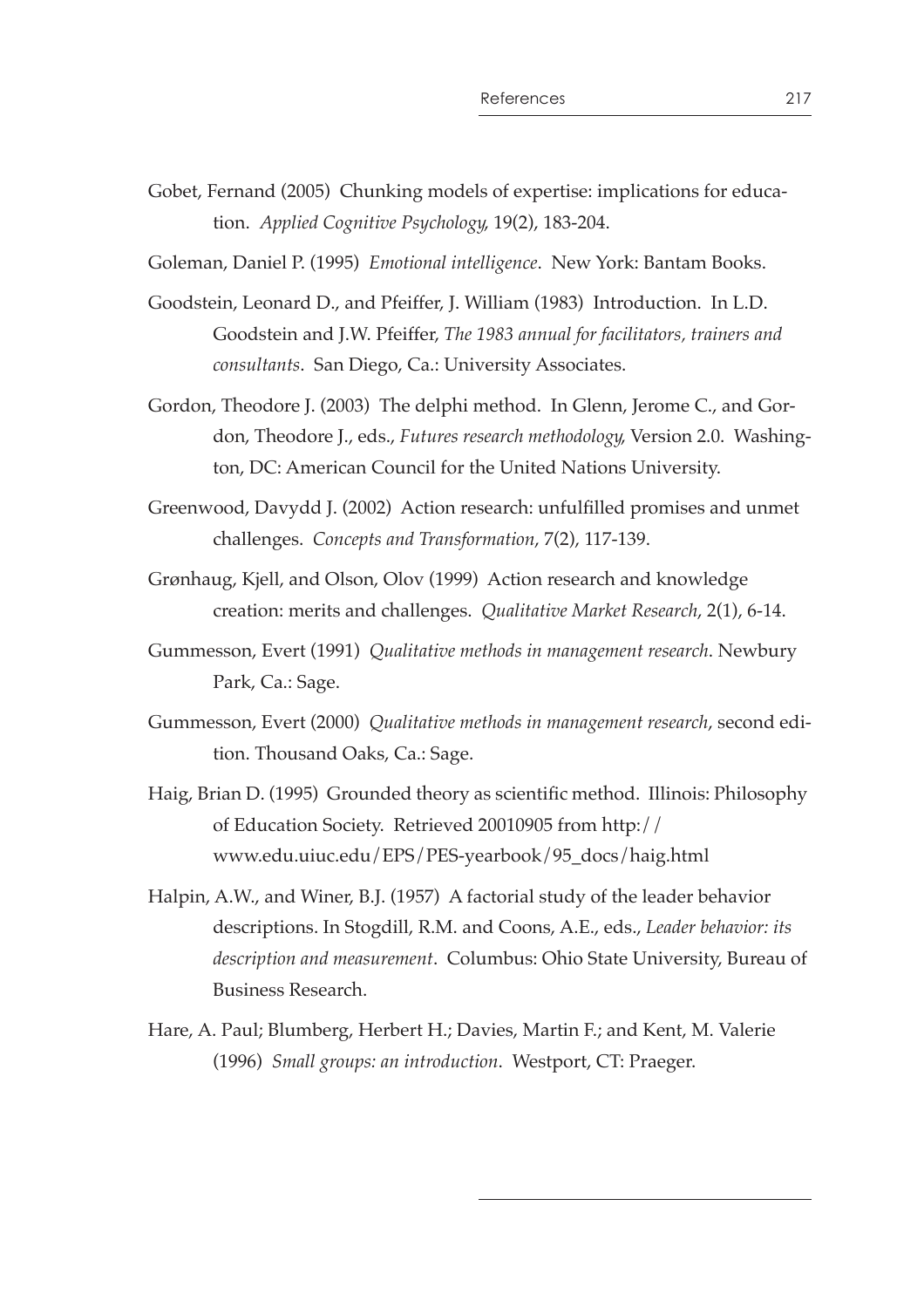Gobet, Fernand (2005) Chunking models of expertise: implications for education. *Applied Cognitive Psychology*, 19(2), 183-204.

Goleman, Daniel P. (1995) *Emotional intelligence*. New York: Bantam Books.

Goodstein, Leonard D., and Pfeiffer, J. William (1983) Introduction. In L.D. Goodstein and J.W. Pfeiffer, *The 1983 annual for facilitators, trainers and consultants*. San Diego, Ca.: University Associates.

Gordon, Theodore J. (2003) The delphi method. In Glenn, Jerome C., and Gordon, Theodore J., eds., *Futures research methodology*, Version 2.0. Washington, DC: American Council for the United Nations University.

Greenwood, Davydd J. (2002) Action research: unfulfilled promises and unmet challenges. *Concepts and Transformation*, 7(2), 117-139.

Grønhaug, Kjell, and Olson, Olov (1999) Action research and knowledge creation: merits and challenges. *Qualitative Market Research*, 2(1), 6-14.

Gummesson, Evert (1991) *Qualitative methods in management research*. Newbury Park, Ca.: Sage.

Gummesson, Evert (2000) *Qualitative methods in management research*, second edition. Thousand Oaks, Ca.: Sage.

Haig, Brian D. (1995) Grounded theory as scientific method. Illinois: Philosophy of Education Society. Retrieved 20010905 from http://www.edu.uiuc.edu/EPS/PES-yearbook/95_docs/haig.html

Halpin, A.W., and Winer, B.J. (1957) A factorial study of the leader behavior descriptions. In Stogdill, R.M. and Coons, A.E., eds., *Leader behavior: its description and measurement*. Columbus: Ohio State University, Bureau of Business Research.

Hare, A. Paul; Blumberg, Herbert H.; Davies, Martin F.; and Kent, M. Valerie (1996) *Small groups: an introduction*. Westport, CT: Praeger.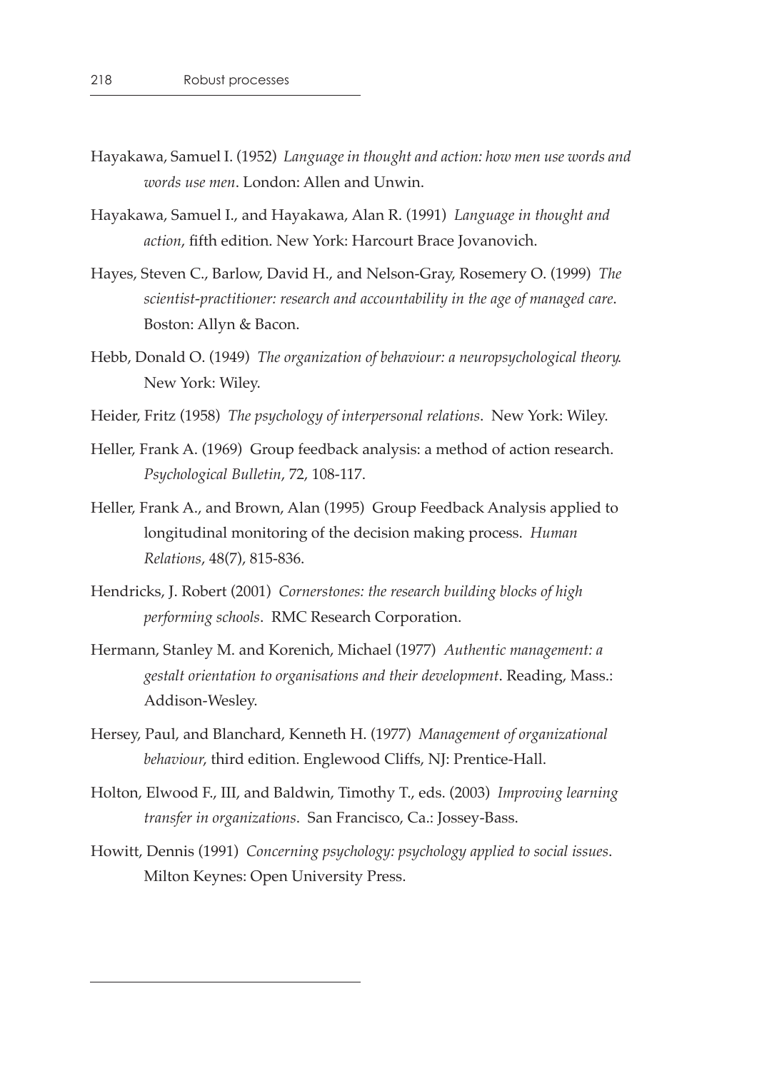Hayakawa, Samuel I. (1952) *Language in thought and action: how men use words and words use men*. London: Allen and Unwin.

Hayakawa, Samuel I., and Hayakawa, Alan R. (1991) *Language in thought and action*, fifth edition. New York: Harcourt Brace Jovanovich.

Hayes, Steven C., Barlow, David H., and Nelson-Gray, Rosemery O. (1999) *The scientist-practitioner: research and accountability in the age of managed care*. Boston: Allyn & Bacon.

Hebb, Donald O. (1949) *The organization of behaviour: a neuropsychological theory.* New York: Wiley.

Heider, Fritz (1958) *The psychology of interpersonal relations*. New York: Wiley.

Heller, Frank A. (1969) Group feedback analysis: a method of action research. *Psychological Bulletin*, 72, 108-117.

Heller, Frank A., and Brown, Alan (1995) Group Feedback Analysis applied to longitudinal monitoring of the decision making process. *Human Relations*, 48(7), 815-836.

Hendricks, J. Robert (2001) *Cornerstones: the research building blocks of high performing schools*. RMC Research Corporation.

Hermann, Stanley M. and Korenich, Michael (1977) *Authentic management: a gestalt orientation to organisations and their development*. Reading, Mass.: Addison-Wesley.

Hersey, Paul, and Blanchard, Kenneth H. (1977) *Management of organizational behaviour*, third edition. Englewood Cliffs, NJ: Prentice-Hall.

Holton, Elwood F., III, and Baldwin, Timothy T., eds. (2003) *Improving learning transfer in organizations*. San Francisco, Ca.: Jossey-Bass.

Howitt, Dennis (1991) *Concerning psychology: psychology applied to social issues*. Milton Keynes: Open University Press.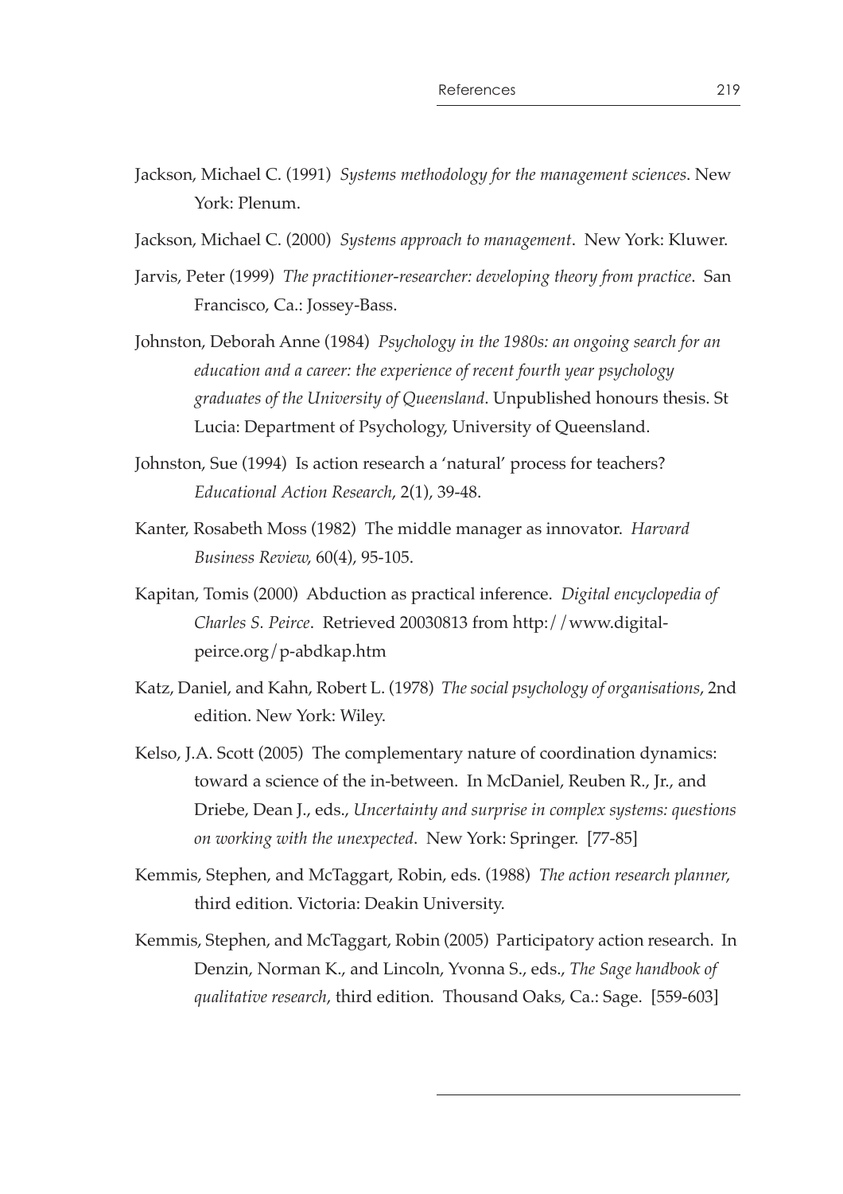Jackson, Michael C. (1991) *Systems methodology for the management sciences*. New York: Plenum.

Jackson, Michael C. (2000) *Systems approach to management*. New York: Kluwer.

Jarvis, Peter (1999) *The practitioner-researcher: developing theory from practice*. San Francisco, Ca.: Jossey-Bass.

Johnston, Deborah Anne (1984) *Psychology in the 1980s: an ongoing search for an education and a career: the experience of recent fourth year psychology graduates of the University of Queensland*. Unpublished honours thesis. St Lucia: Department of Psychology, University of Queensland.

Johnston, Sue (1994) Is action research a 'natural' process for teachers? *Educational Action Research*, 2(1), 39-48.

Kanter, Rosabeth Moss (1982) The middle manager as innovator. *Harvard Business Review*, 60(4), 95-105.

Kapitan, Tomis (2000) Abduction as practical inference. *Digital encyclopedia of Charles S. Peirce*. Retrieved 20030813 from http://www.digital-peirce.org/p-abdkap.htm

Katz, Daniel, and Kahn, Robert L. (1978) *The social psychology of organisations*, 2nd edition. New York: Wiley.

Kelso, J.A. Scott (2005) The complementary nature of coordination dynamics: toward a science of the in-between. In McDaniel, Reuben R., Jr., and Driebe, Dean J., eds., *Uncertainty and surprise in complex systems: questions on working with the unexpected*. New York: Springer. [77-85]

Kemmis, Stephen, and McTaggart, Robin, eds. (1988) *The action research planner*, third edition. Victoria: Deakin University.

Kemmis, Stephen, and McTaggart, Robin (2005) Participatory action research. In Denzin, Norman K., and Lincoln, Yvonna S., eds., *The Sage handbook of qualitative research*, third edition. Thousand Oaks, Ca.: Sage. [559-603]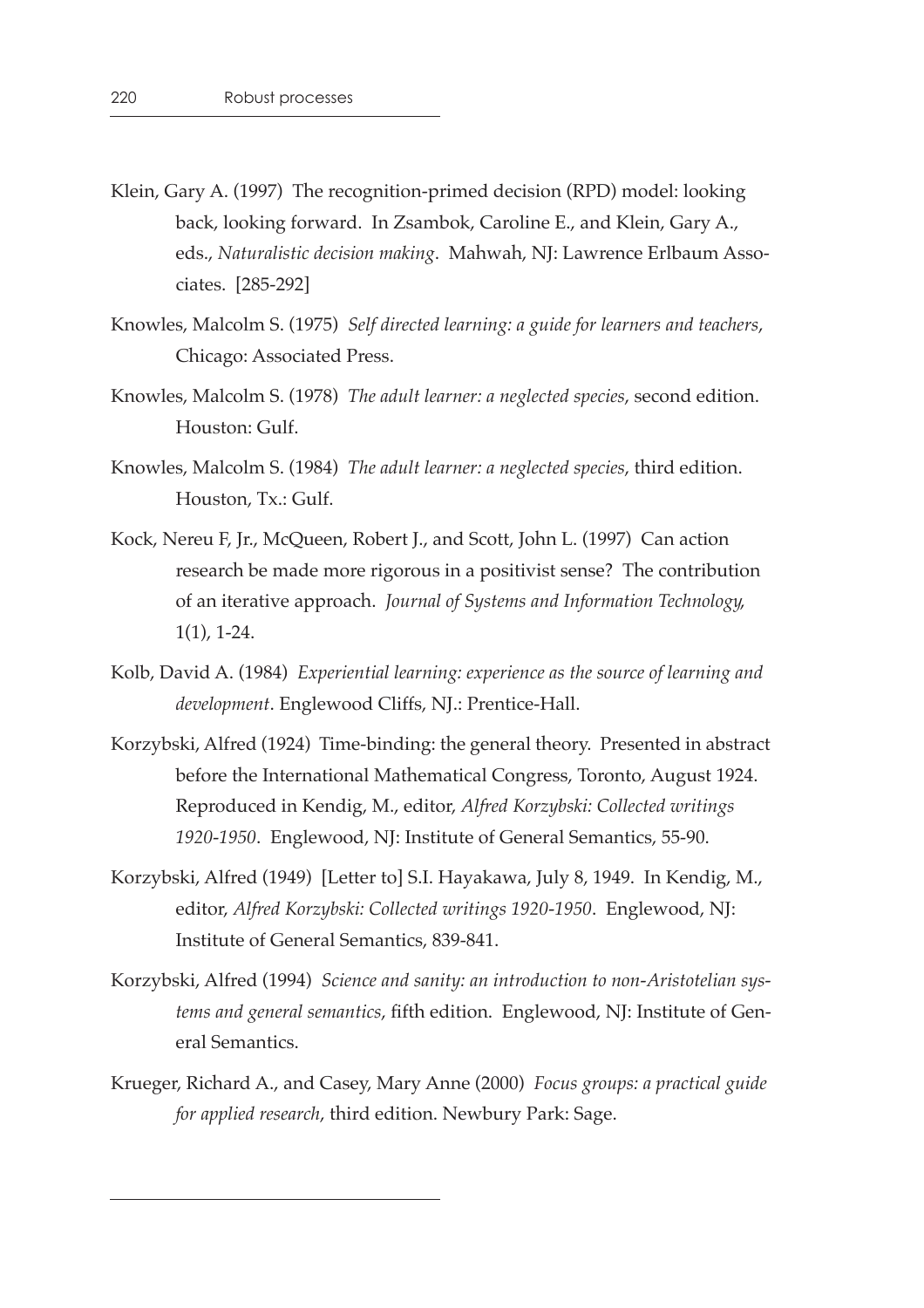Klein, Gary A. (1997) The recognition-primed decision (RPD) model: looking back, looking forward. In Zsambok, Caroline E., and Klein, Gary A., eds., *Naturalistic decision making*. Mahwah, NJ: Lawrence Erlbaum Associates. [285-292]

Knowles, Malcolm S. (1975) *Self directed learning: a guide for learners and teachers*, Chicago: Associated Press.

Knowles, Malcolm S. (1978) *The adult learner: a neglected species*, second edition. Houston: Gulf.

Knowles, Malcolm S. (1984) *The adult learner: a neglected species*, third edition. Houston, Tx.: Gulf.

Kock, Nereu F, Jr., McQueen, Robert J., and Scott, John L. (1997) Can action research be made more rigorous in a positivist sense? The contribution of an iterative approach. *Journal of Systems and Information Technology*, 1(1), 1-24.

Kolb, David A. (1984) *Experiential learning: experience as the source of learning and development*. Englewood Cliffs, NJ.: Prentice-Hall.

Korzybski, Alfred (1924) Time-binding: the general theory. Presented in abstract before the International Mathematical Congress, Toronto, August 1924. Reproduced in Kendig, M., editor, *Alfred Korzybski: Collected writings 1920-1950*. Englewood, NJ: Institute of General Semantics, 55-90.

Korzybski, Alfred (1949) [Letter to] S.I. Hayakawa, July 8, 1949. In Kendig, M., editor, *Alfred Korzybski: Collected writings 1920-1950*. Englewood, NJ: Institute of General Semantics, 839-841.

Korzybski, Alfred (1994) *Science and sanity: an introduction to non-Aristotelian systems and general semantics*, fifth edition. Englewood, NJ: Institute of General Semantics.

Krueger, Richard A., and Casey, Mary Anne (2000) *Focus groups: a practical guide for applied research*, third edition. Newbury Park: Sage.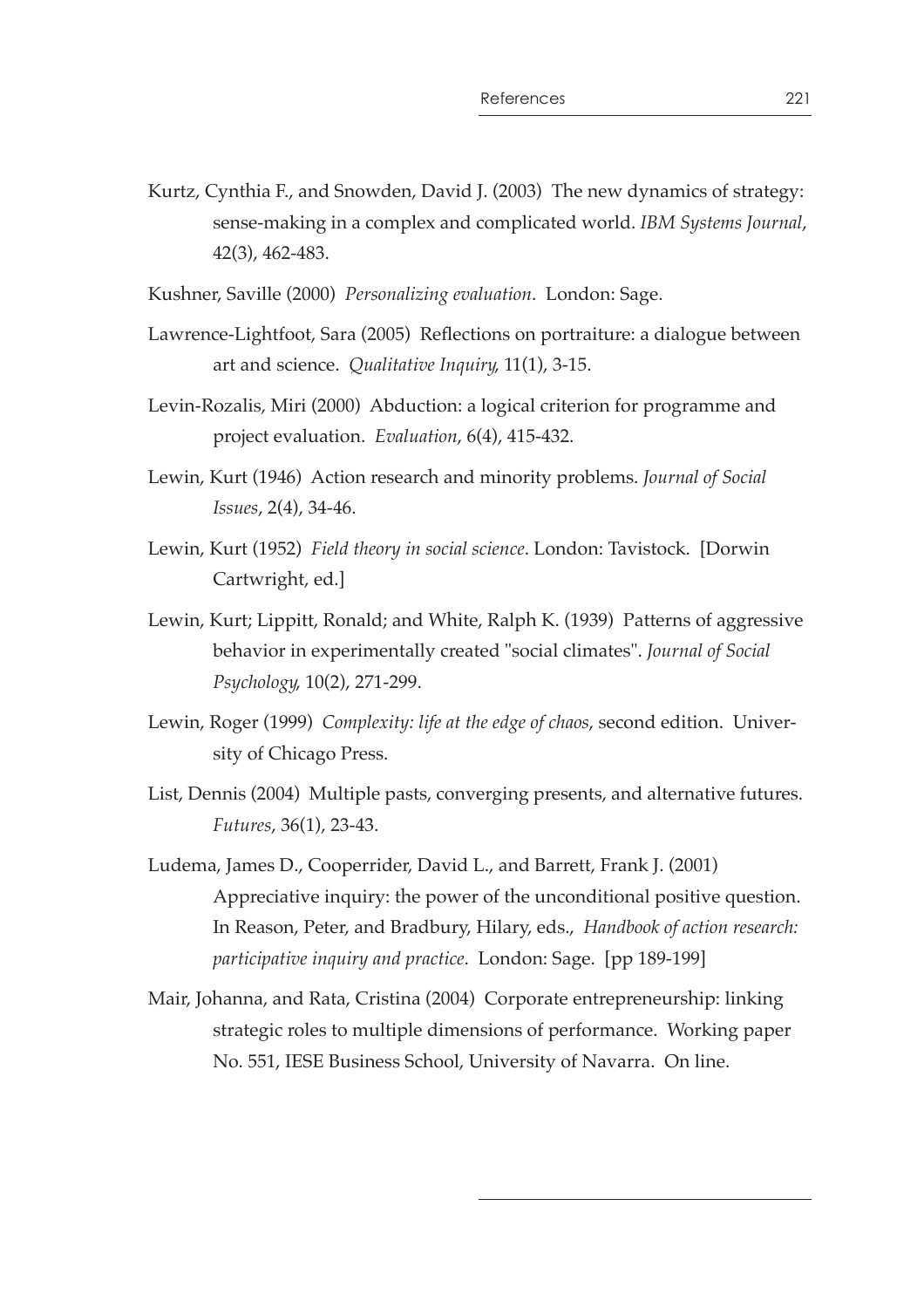Kurtz, Cynthia F., and Snowden, David J. (2003) The new dynamics of strategy: sense-making in a complex and complicated world. *IBM Systems Journal*, 42(3), 462-483.

Kushner, Saville (2000) *Personalizing evaluation*. London: Sage.

Lawrence-Lightfoot, Sara (2005) Reflections on portraiture: a dialogue between art and science. *Qualitative Inquiry*, 11(1), 3-15.

Levin-Rozalis, Miri (2000) Abduction: a logical criterion for programme and project evaluation. *Evaluation*, 6(4), 415-432.

Lewin, Kurt (1946) Action research and minority problems. *Journal of Social Issues*, 2(4), 34-46.

Lewin, Kurt (1952) *Field theory in social science*. London: Tavistock. [Dorwin Cartwright, ed.]

Lewin, Kurt; Lippitt, Ronald; and White, Ralph K. (1939) Patterns of aggressive behavior in experimentally created "social climates". *Journal of Social Psychology*, 10(2), 271-299.

Lewin, Roger (1999) *Complexity: life at the edge of chaos*, second edition. University of Chicago Press.

List, Dennis (2004) Multiple pasts, converging presents, and alternative futures. *Futures*, 36(1), 23-43.

Ludema, James D., Cooperrider, David L., and Barrett, Frank J. (2001) Appreciative inquiry: the power of the unconditional positive question. In Reason, Peter, and Bradbury, Hilary, eds., *Handbook of action research: participative inquiry and practice*. London: Sage. [pp 189-199]

Mair, Johanna, and Rata, Cristina (2004) Corporate entrepreneurship: linking strategic roles to multiple dimensions of performance. Working paper No. 551, IESE Business School, University of Navarra. On line.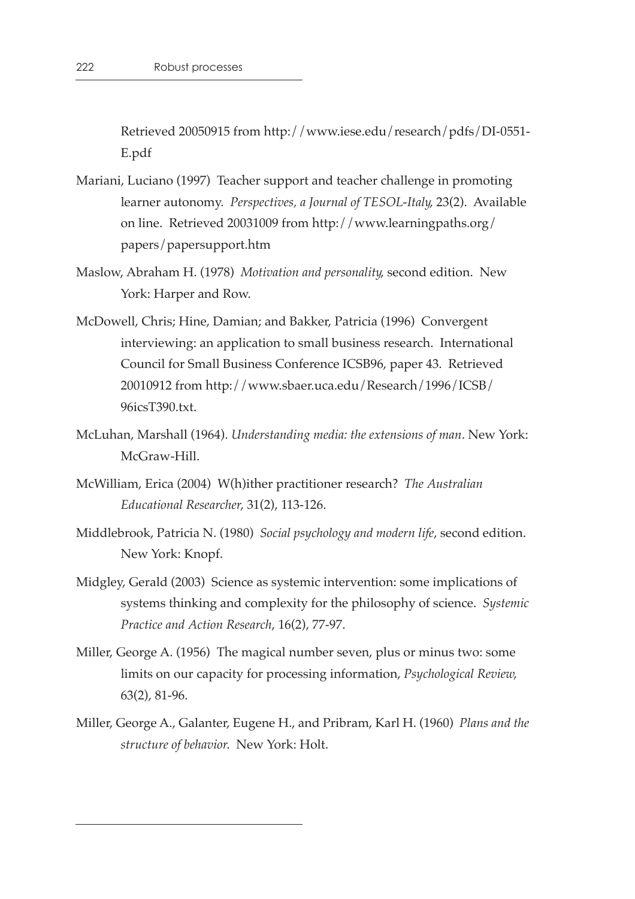Retrieved 20050915 from http://www.iese.edu/research/pdfs/DI-0551-E.pdf

Mariani, Luciano (1997) Teacher support and teacher challenge in promoting learner autonomy. *Perspectives, a Journal of TESOL-Italy*, 23(2). Available on line. Retrieved 20031009 from http://www.learningpaths.org/papers/papersupport.htm

Maslow, Abraham H. (1978) *Motivation and personality*, second edition. New York: Harper and Row.

McDowell, Chris; Hine, Damian; and Bakker, Patricia (1996) Convergent interviewing: an application to small business research. International Council for Small Business Conference ICSB96, paper 43. Retrieved 20010912 from http://www.sbaer.uca.edu/Research/1996/ICSB/96icsT390.txt.

McLuhan, Marshall (1964). *Understanding media: the extensions of man*. New York: McGraw-Hill.

McWilliam, Erica (2004) W(h)ither practitioner research? *The Australian Educational Researcher*, 31(2), 113-126.

Middlebrook, Patricia N. (1980) *Social psychology and modern life*, second edition. New York: Knopf.

Midgley, Gerald (2003) Science as systemic intervention: some implications of systems thinking and complexity for the philosophy of science. *Systemic Practice and Action Research*, 16(2), 77-97.

Miller, George A. (1956) The magical number seven, plus or minus two: some limits on our capacity for processing information, *Psychological Review*, 63(2), 81-96.

Miller, George A., Galanter, Eugene H., and Pribram, Karl H. (1960) *Plans and the structure of behavior*. New York: Holt.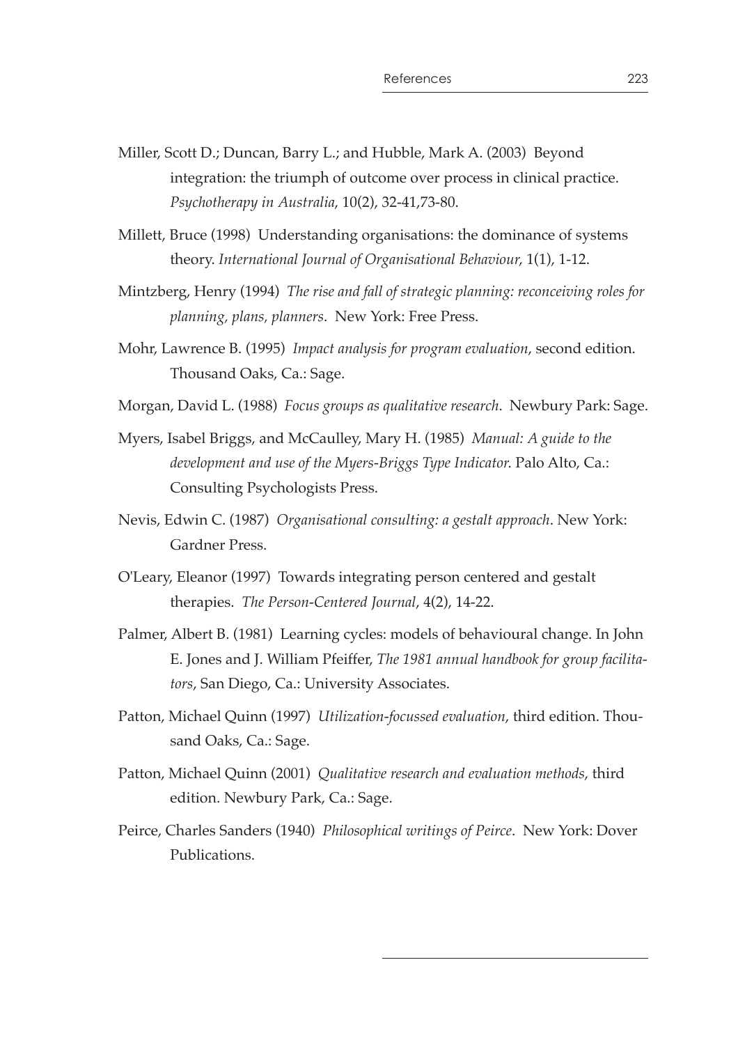Miller, Scott D.; Duncan, Barry L.; and Hubble, Mark A. (2003) Beyond integration: the triumph of outcome over process in clinical practice. *Psychotherapy in Australia*, 10(2), 32-41,73-80.

Millett, Bruce (1998) Understanding organisations: the dominance of systems theory. *International Journal of Organisational Behaviour*, 1(1), 1-12.

Mintzberg, Henry (1994) *The rise and fall of strategic planning: reconceiving roles for planning, plans, planners*. New York: Free Press.

Mohr, Lawrence B. (1995) *Impact analysis for program evaluation*, second edition. Thousand Oaks, Ca.: Sage.

Morgan, David L. (1988) *Focus groups as qualitative research*. Newbury Park: Sage.

Myers, Isabel Briggs, and McCaulley, Mary H. (1985) *Manual: A guide to the development and use of the Myers-Briggs Type Indicator.* Palo Alto, Ca.: Consulting Psychologists Press.

Nevis, Edwin C. (1987) *Organisational consulting: a gestalt approach*. New York: Gardner Press.

O'Leary, Eleanor (1997) Towards integrating person centered and gestalt therapies. *The Person-Centered Journal*, 4(2), 14-22.

Palmer, Albert B. (1981) Learning cycles: models of behavioural change. In John E. Jones and J. William Pfeiffer, *The 1981 annual handbook for group facilitators*, San Diego, Ca.: University Associates.

Patton, Michael Quinn (1997) *Utilization-focussed evaluation*, third edition. Thousand Oaks, Ca.: Sage.

Patton, Michael Quinn (2001) *Qualitative research and evaluation methods*, third edition. Newbury Park, Ca.: Sage.

Peirce, Charles Sanders (1940) *Philosophical writings of Peirce*. New York: Dover Publications.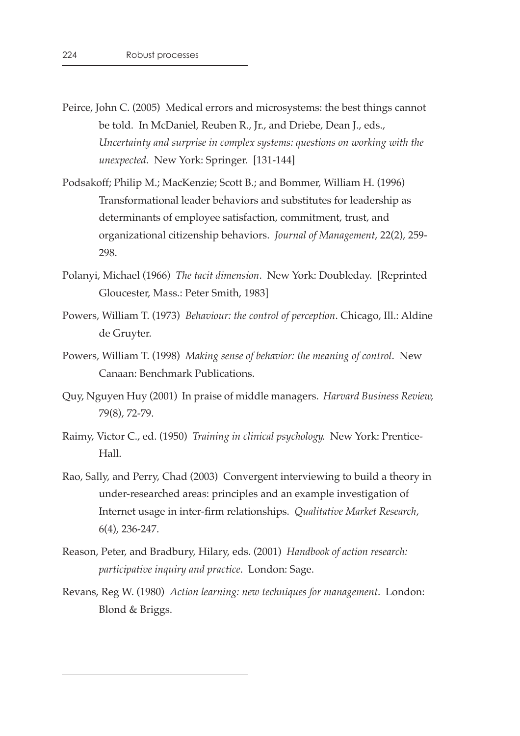Peirce, John C. (2005) Medical errors and microsystems: the best things cannot be told. In McDaniel, Reuben R., Jr., and Driebe, Dean J., eds., *Uncertainty and surprise in complex systems: questions on working with the unexpected*. New York: Springer. [131-144]

Podsakoff; Philip M.; MacKenzie; Scott B.; and Bommer, William H. (1996) Transformational leader behaviors and substitutes for leadership as determinants of employee satisfaction, commitment, trust, and organizational citizenship behaviors. *Journal of Management*, 22(2), 259-298.

Polanyi, Michael (1966) *The tacit dimension*. New York: Doubleday. [Reprinted Gloucester, Mass.: Peter Smith, 1983]

Powers, William T. (1973) *Behaviour: the control of perception*. Chicago, Ill.: Aldine de Gruyter.

Powers, William T. (1998) *Making sense of behavior: the meaning of control*. New Canaan: Benchmark Publications.

Quy, Nguyen Huy (2001) In praise of middle managers. *Harvard Business Review,* 79(8), 72-79.

Raimy, Victor C., ed. (1950) *Training in clinical psychology.* New York: Prentice-Hall.

Rao, Sally, and Perry, Chad (2003) Convergent interviewing to build a theory in under-researched areas: principles and an example investigation of Internet usage in inter-firm relationships. *Qualitative Market Research*, 6(4), 236-247.

Reason, Peter, and Bradbury, Hilary, eds. (2001) *Handbook of action research: participative inquiry and practice*. London: Sage.

Revans, Reg W. (1980) *Action learning: new techniques for management*. London: Blond & Briggs.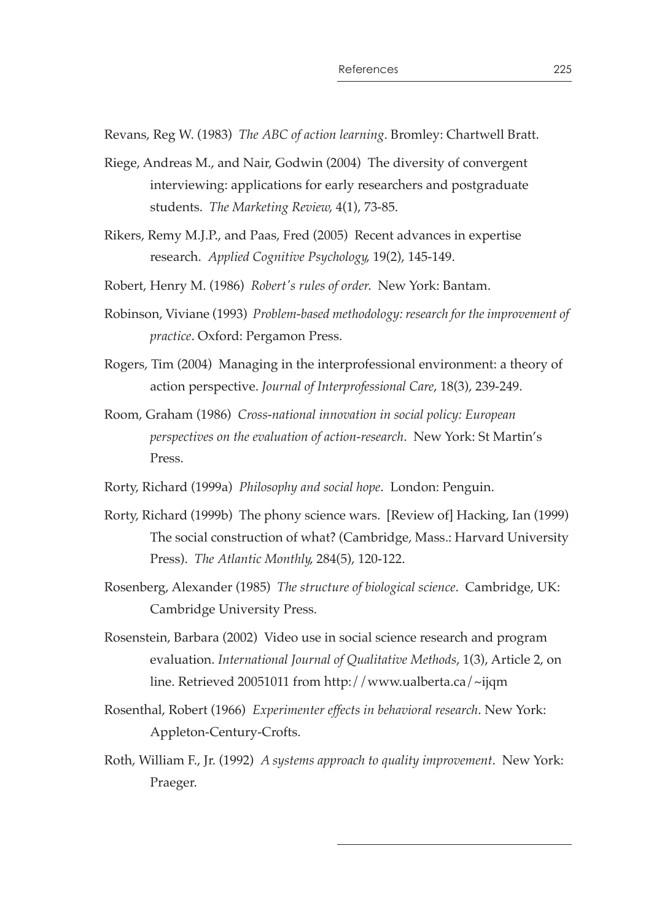Revans, Reg W. (1983) *The ABC of action learning*. Bromley: Chartwell Bratt.

Riege, Andreas M., and Nair, Godwin (2004) The diversity of convergent interviewing: applications for early researchers and postgraduate students. *The Marketing Review*, 4(1), 73-85.

Rikers, Remy M.J.P., and Paas, Fred (2005) Recent advances in expertise research. *Applied Cognitive Psychology*, 19(2), 145-149.

Robert, Henry M. (1986) *Robert's rules of order*. New York: Bantam.

Robinson, Viviane (1993) *Problem-based methodology: research for the improvement of practice*. Oxford: Pergamon Press.

Rogers, Tim (2004) Managing in the interprofessional environment: a theory of action perspective. *Journal of Interprofessional Care*, 18(3), 239-249.

Room, Graham (1986) *Cross-national innovation in social policy: European perspectives on the evaluation of action-research*. New York: St Martin's Press.

Rorty, Richard (1999a) *Philosophy and social hope*. London: Penguin.

Rorty, Richard (1999b) The phony science wars. [Review of] Hacking, Ian (1999) The social construction of what? (Cambridge, Mass.: Harvard University Press). *The Atlantic Monthly*, 284(5), 120-122.

Rosenberg, Alexander (1985) *The structure of biological science*. Cambridge, UK: Cambridge University Press.

Rosenstein, Barbara (2002) Video use in social science research and program evaluation. *International Journal of Qualitative Methods*, 1(3), Article 2, on line. Retrieved 20051011 from http://www.ualberta.ca/~ijqm

Rosenthal, Robert (1966) *Experimenter effects in behavioral research*. New York: Appleton-Century-Crofts.

Roth, William F., Jr. (1992) *A systems approach to quality improvement*. New York: Praeger.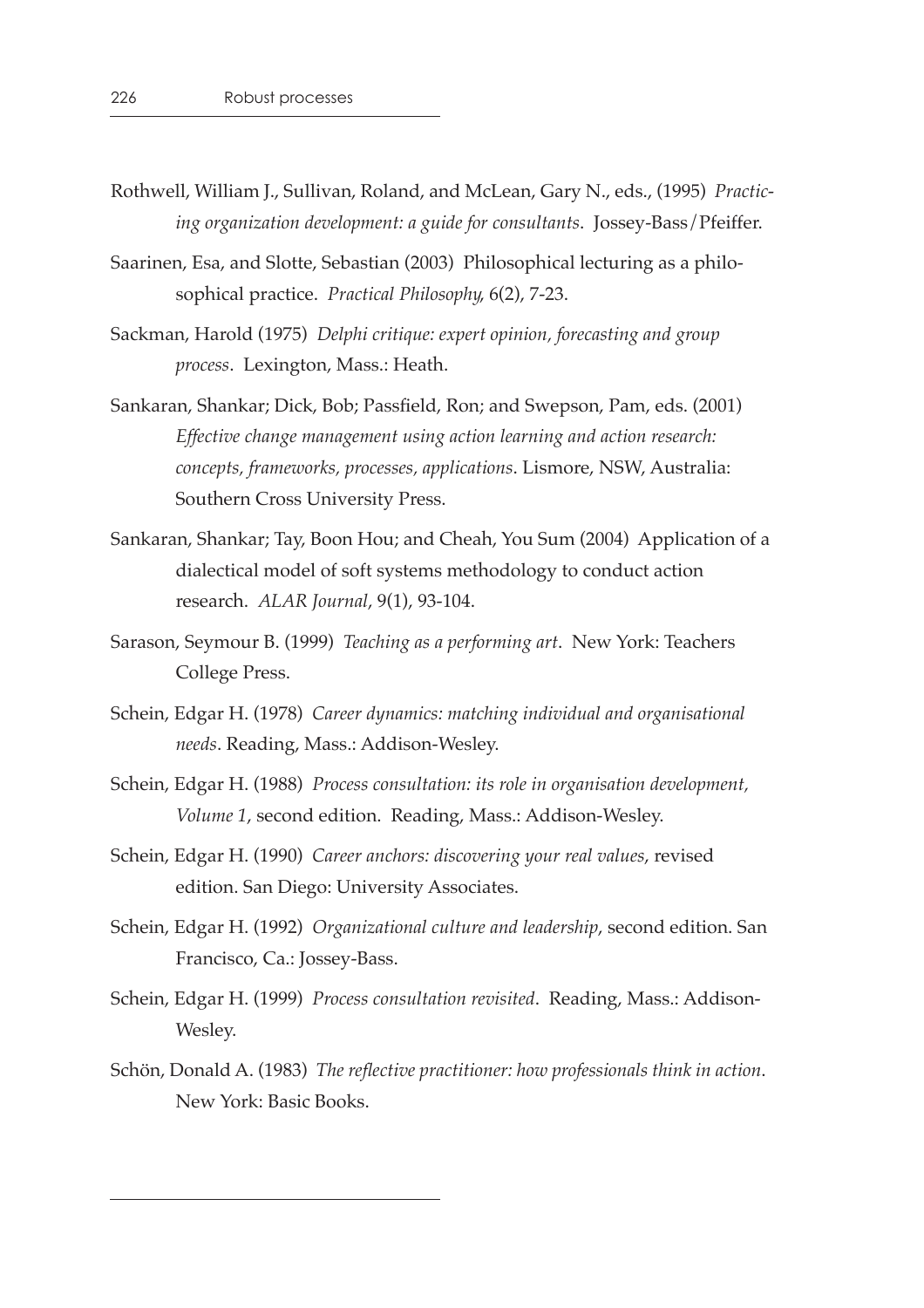Rothwell, William J., Sullivan, Roland, and McLean, Gary N., eds., (1995) *Practicing organization development: a guide for consultants*. Jossey-Bass/Pfeiffer.

Saarinen, Esa, and Slotte, Sebastian (2003) Philosophical lecturing as a philosophical practice. *Practical Philosophy*, 6(2), 7-23.

Sackman, Harold (1975) *Delphi critique: expert opinion, forecasting and group process*. Lexington, Mass.: Heath.

Sankaran, Shankar; Dick, Bob; Passfield, Ron; and Swepson, Pam, eds. (2001) *Effective change management using action learning and action research: concepts, frameworks, processes, applications*. Lismore, NSW, Australia: Southern Cross University Press.

Sankaran, Shankar; Tay, Boon Hou; and Cheah, You Sum (2004) Application of a dialectical model of soft systems methodology to conduct action research. *ALAR Journal*, 9(1), 93-104.

Sarason, Seymour B. (1999) *Teaching as a performing art*. New York: Teachers College Press.

Schein, Edgar H. (1978) *Career dynamics: matching individual and organisational needs*. Reading, Mass.: Addison-Wesley.

Schein, Edgar H. (1988) *Process consultation: its role in organisation development, Volume 1*, second edition. Reading, Mass.: Addison-Wesley.

Schein, Edgar H. (1990) *Career anchors: discovering your real values*, revised edition. San Diego: University Associates.

Schein, Edgar H. (1992) *Organizational culture and leadership*, second edition. San Francisco, Ca.: Jossey-Bass.

Schein, Edgar H. (1999) *Process consultation revisited*. Reading, Mass.: Addison-Wesley.

Schön, Donald A. (1983) *The reflective practitioner: how professionals think in action*. New York: Basic Books.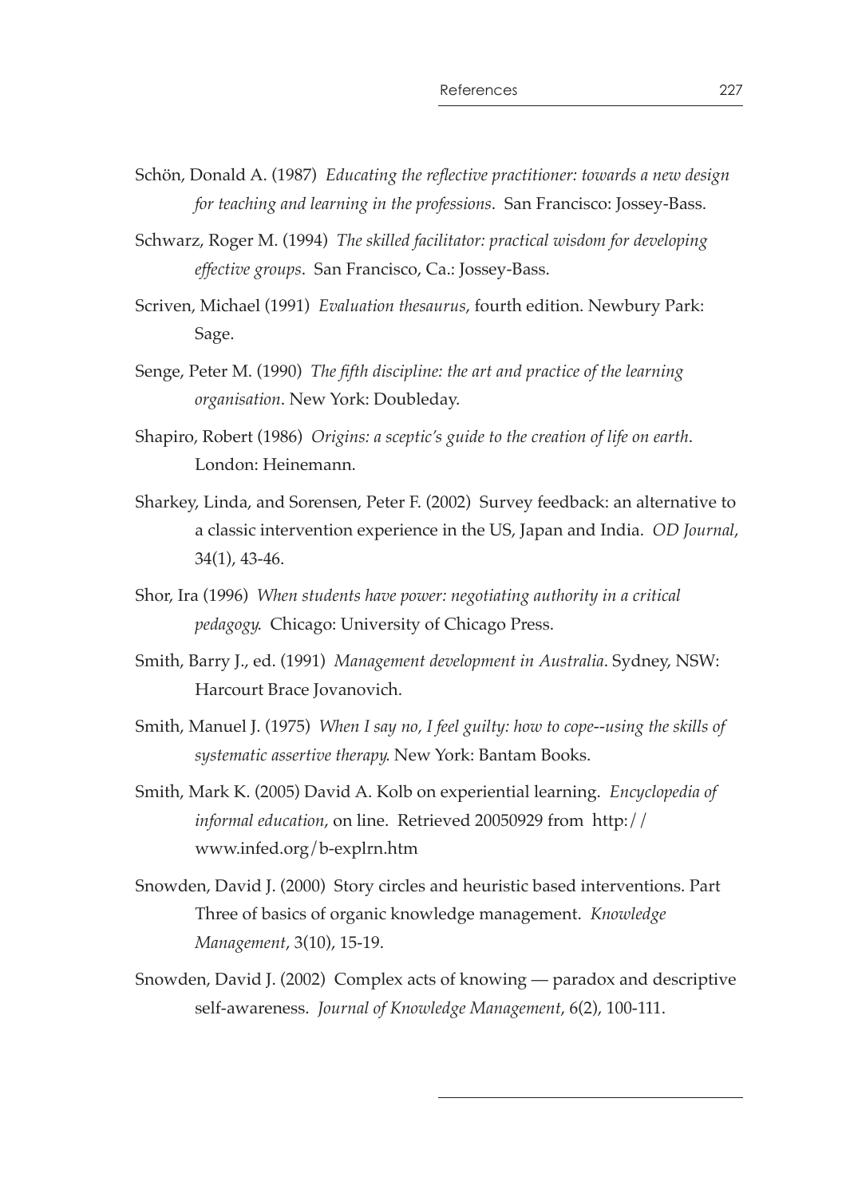Schön, Donald A. (1987) *Educating the reflective practitioner: towards a new design for teaching and learning in the professions*. San Francisco: Jossey-Bass.

Schwarz, Roger M. (1994) *The skilled facilitator: practical wisdom for developing effective groups*. San Francisco, Ca.: Jossey-Bass.

Scriven, Michael (1991) *Evaluation thesaurus*, fourth edition. Newbury Park: Sage.

Senge, Peter M. (1990) *The fifth discipline: the art and practice of the learning organisation*. New York: Doubleday.

Shapiro, Robert (1986) *Origins: a sceptic's guide to the creation of life on earth*. London: Heinemann.

Sharkey, Linda, and Sorensen, Peter F. (2002) Survey feedback: an alternative to a classic intervention experience in the US, Japan and India. *OD Journal*, 34(1), 43-46.

Shor, Ira (1996) *When students have power: negotiating authority in a critical pedagogy*. Chicago: University of Chicago Press.

Smith, Barry J., ed. (1991) *Management development in Australia*. Sydney, NSW: Harcourt Brace Jovanovich.

Smith, Manuel J. (1975) *When I say no, I feel guilty: how to cope--using the skills of systematic assertive therapy*. New York: Bantam Books.

Smith, Mark K. (2005) David A. Kolb on experiential learning. *Encyclopedia of informal education*, on line. Retrieved 20050929 from http://www.infed.org/b-explrn.htm

Snowden, David J. (2000) Story circles and heuristic based interventions. Part Three of basics of organic knowledge management. *Knowledge Management*, 3(10), 15-19.

Snowden, David J. (2002) Complex acts of knowing — paradox and descriptive self-awareness. *Journal of Knowledge Management*, 6(2), 100-111.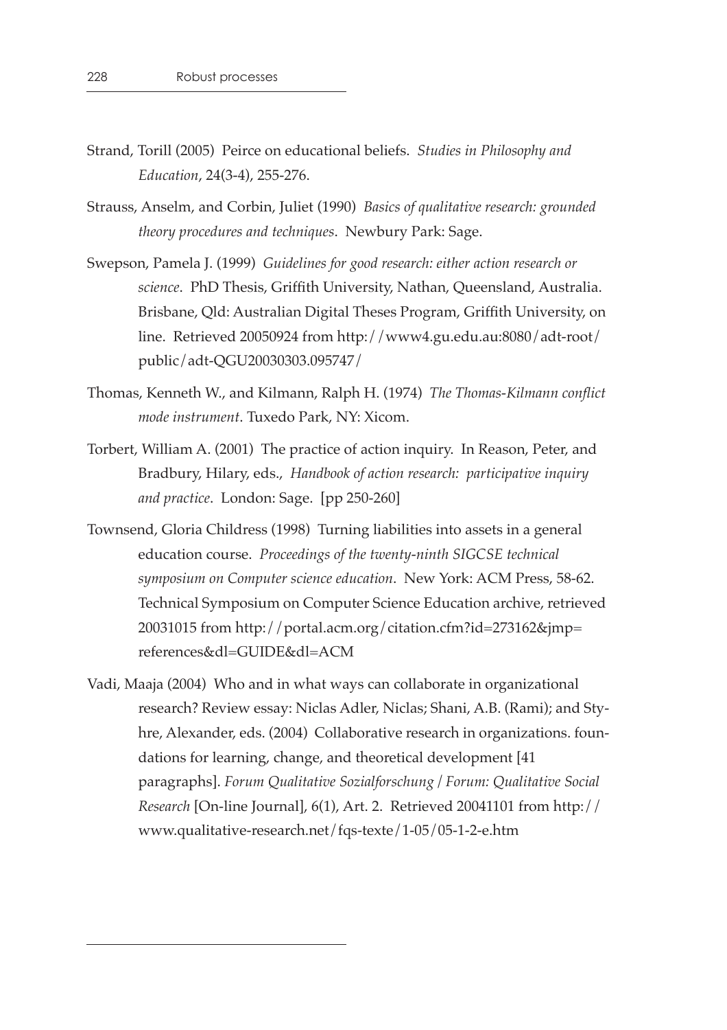Strand, Torill (2005) Peirce on educational beliefs. *Studies in Philosophy and Education*, 24(3-4), 255-276.

Strauss, Anselm, and Corbin, Juliet (1990) *Basics of qualitative research: grounded theory procedures and techniques*. Newbury Park: Sage.

Swepson, Pamela J. (1999) *Guidelines for good research: either action research or science*. PhD Thesis, Griffith University, Nathan, Queensland, Australia. Brisbane, Qld: Australian Digital Theses Program, Griffith University, on line. Retrieved 20050924 from http://www4.gu.edu.au:8080/adt-root/public/adt-QGU20030303.095747/

Thomas, Kenneth W., and Kilmann, Ralph H. (1974) *The Thomas-Kilmann conflict mode instrument*. Tuxedo Park, NY: Xicom.

Torbert, William A. (2001) The practice of action inquiry. In Reason, Peter, and Bradbury, Hilary, eds., *Handbook of action research: participative inquiry and practice*. London: Sage. [pp 250-260]

Townsend, Gloria Childress (1998) Turning liabilities into assets in a general education course. *Proceedings of the twenty-ninth SIGCSE technical symposium on Computer science education*. New York: ACM Press, 58-62. Technical Symposium on Computer Science Education archive, retrieved 20031015 from http://portal.acm.org/citation.cfm?id=273162&jmp=references&dl=GUIDE&dl=ACM

Vadi, Maaja (2004) Who and in what ways can collaborate in organizational research? Review essay: Niclas Adler, Niclas; Shani, A.B. (Rami); and Styhre, Alexander, eds. (2004) Collaborative research in organizations. foundations for learning, change, and theoretical development [41 paragraphs]. *Forum Qualitative Sozialforschung / Forum: Qualitative Social Research* [On-line Journal], 6(1), Art. 2. Retrieved 20041101 from http://www.qualitative-research.net/fqs-texte/1-05/05-1-2-e.htm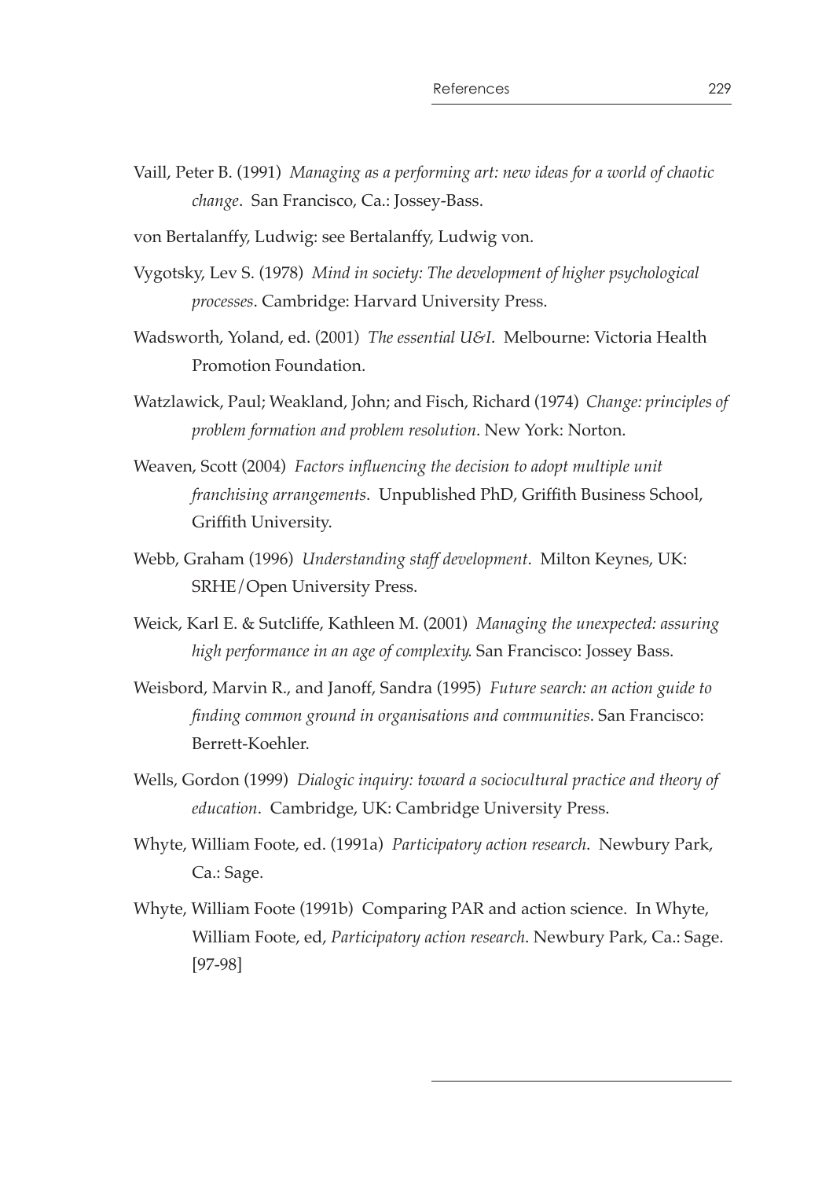Vaill, Peter B. (1991) *Managing as a performing art: new ideas for a world of chaotic change*. San Francisco, Ca.: Jossey-Bass.

von Bertalanffy, Ludwig: see Bertalanffy, Ludwig von.

Vygotsky, Lev S. (1978) *Mind in society: The development of higher psychological processes*. Cambridge: Harvard University Press.

Wadsworth, Yoland, ed. (2001) *The essential U&I*. Melbourne: Victoria Health Promotion Foundation.

Watzlawick, Paul; Weakland, John; and Fisch, Richard (1974) *Change: principles of problem formation and problem resolution*. New York: Norton.

Weaven, Scott (2004) *Factors influencing the decision to adopt multiple unit franchising arrangements*. Unpublished PhD, Griffith Business School, Griffith University.

Webb, Graham (1996) *Understanding staff development*. Milton Keynes, UK: SRHE/Open University Press.

Weick, Karl E. & Sutcliffe, Kathleen M. (2001) *Managing the unexpected: assuring high performance in an age of complexity*. San Francisco: Jossey Bass.

Weisbord, Marvin R., and Janoff, Sandra (1995) *Future search: an action guide to finding common ground in organisations and communities*. San Francisco: Berrett-Koehler.

Wells, Gordon (1999) *Dialogic inquiry: toward a sociocultural practice and theory of education*. Cambridge, UK: Cambridge University Press.

Whyte, William Foote, ed. (1991a) *Participatory action research*. Newbury Park, Ca.: Sage.

Whyte, William Foote (1991b) Comparing PAR and action science. In Whyte, William Foote, ed, *Participatory action research*. Newbury Park, Ca.: Sage. [97-98]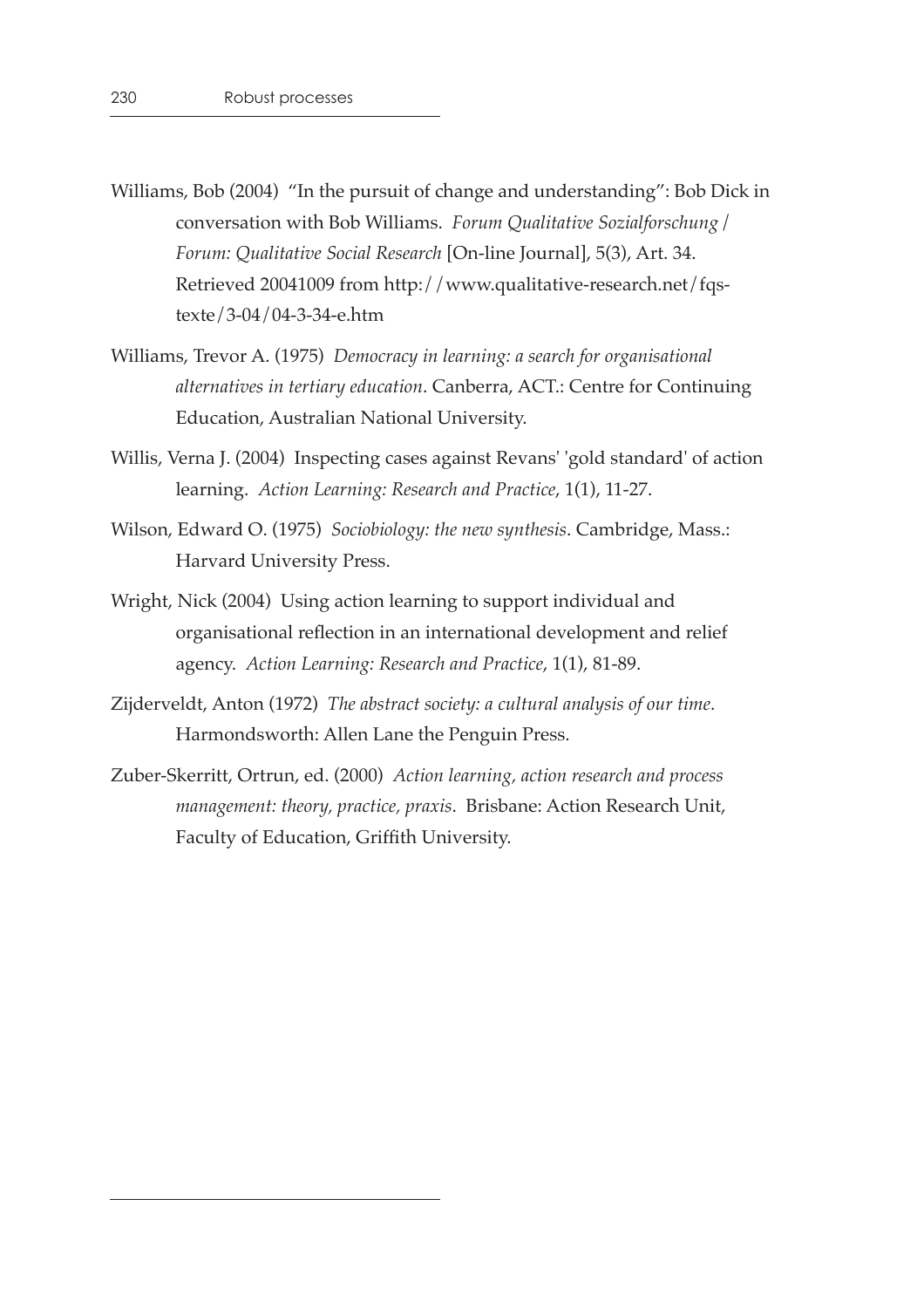Williams, Bob (2004) "In the pursuit of change and understanding": Bob Dick in conversation with Bob Williams. *Forum Qualitative Sozialforschung / Forum: Qualitative Social Research* [On-line Journal], 5(3), Art. 34. Retrieved 20041009 from http://www.qualitative-research.net/fqs-texte/3-04/04-3-34-e.htm

Williams, Trevor A. (1975) *Democracy in learning: a search for organisational alternatives in tertiary education*. Canberra, ACT.: Centre for Continuing Education, Australian National University.

Willis, Verna J. (2004) Inspecting cases against Revans' 'gold standard' of action learning. *Action Learning: Research and Practice*, 1(1), 11-27.

Wilson, Edward O. (1975) *Sociobiology: the new synthesis*. Cambridge, Mass.: Harvard University Press.

Wright, Nick (2004) Using action learning to support individual and organisational reflection in an international development and relief agency. *Action Learning: Research and Practice*, 1(1), 81-89.

Zijderveldt, Anton (1972) *The abstract society: a cultural analysis of our time*. Harmondsworth: Allen Lane the Penguin Press.

Zuber-Skerritt, Ortrun, ed. (2000) *Action learning, action research and process management: theory, practice, praxis*. Brisbane: Action Research Unit, Faculty of Education, Griffith University.